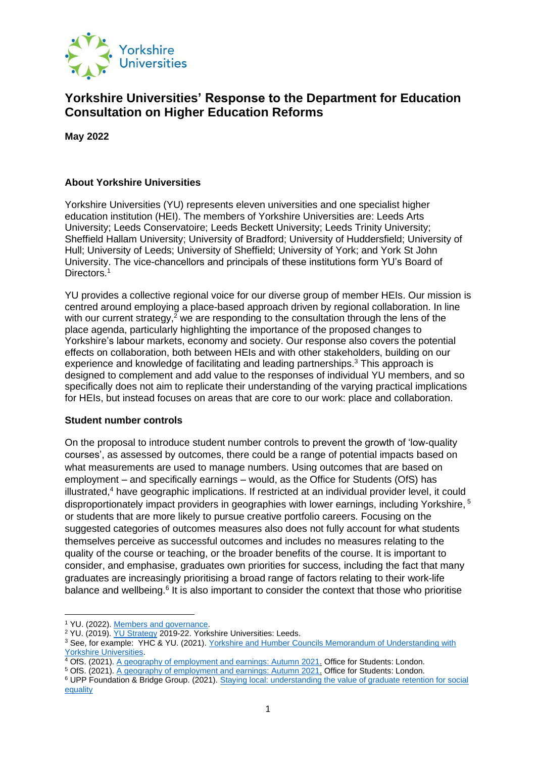# Yorkshire Universities' Response to the Department for Education Consultation on Higher Education Reforms

**May 2022**

### About Yorkshire Universities

Yorkshire Universities (YU) represents eleven universities and one specialist higher education institution (HEI). The members of Yorkshire Universities are: Leeds Arts University; Leeds Conservatoire; Leeds Beckett University; Leeds Trinity University; Sheffield Hallam University; University of Bradford; University of Huddersfield; University of Hull; University of Leeds; University of Sheffield; University of York; and York St John University. The vice-chancellors and principals of these institutions form YU's Board of Directors.[1]

YU provides a collective regional voice for our diverse group of member HEIs. Our mission is centred around employing a place-based approach driven by regional collaboration. In line with our current strategy,[2] we are responding to the consultation through the lens of the place agenda, particularly highlighting the importance of the proposed changes to Yorkshire's labour markets, economy and society. Our response also covers the potential effects on collaboration, both between HEIs and with other stakeholders, building on our experience and knowledge of facilitating and leading partnerships.[3] This approach is designed to complement and add value to the responses of individual YU members, and so specifically does not aim to replicate their understanding of the varying practical implications for HEIs, but instead focuses on areas that are core to our work: place and collaboration.

### Student number controls

On the proposal to introduce student number controls to prevent the growth of 'low-quality courses', as assessed by outcomes, there could be a range of potential impacts based on what measurements are used to manage numbers. Using outcomes that are based on employment – and specifically earnings – would, as the Office for Students (OfS) has illustrated,[4] have geographic implications. If restricted at an individual provider level, it could disproportionately impact providers in geographies with lower earnings, including Yorkshire,[5] or students that are more likely to pursue creative portfolio careers. Focusing on the suggested categories of outcomes measures also does not fully account for what students themselves perceive as successful outcomes and includes no measures relating to the quality of the course or teaching, or the broader benefits of the course. It is important to consider, and emphasise, graduates own priorities for success, including the fact that many graduates are increasingly prioritising a broad range of factors relating to their work-life balance and wellbeing.[6] It is also important to consider the context that those who prioritise

---

[1] YU. (2022). Members and governance.

[2] YU. (2019). YU Strategy 2019-22. Yorkshire Universities: Leeds.

[3] See, for example: YHC & YU. (2021). Yorkshire and Humber Councils Memorandum of Understanding with Yorkshire Universities.

[4] OfS. (2021). A geography of employment and earnings: Autumn 2021. Office for Students: London.

[5] OfS. (2021). A geography of employment and earnings: Autumn 2021. Office for Students: London.

[6] UPP Foundation & Bridge Group. (2021). Staying local: understanding the value of graduate retention for social equality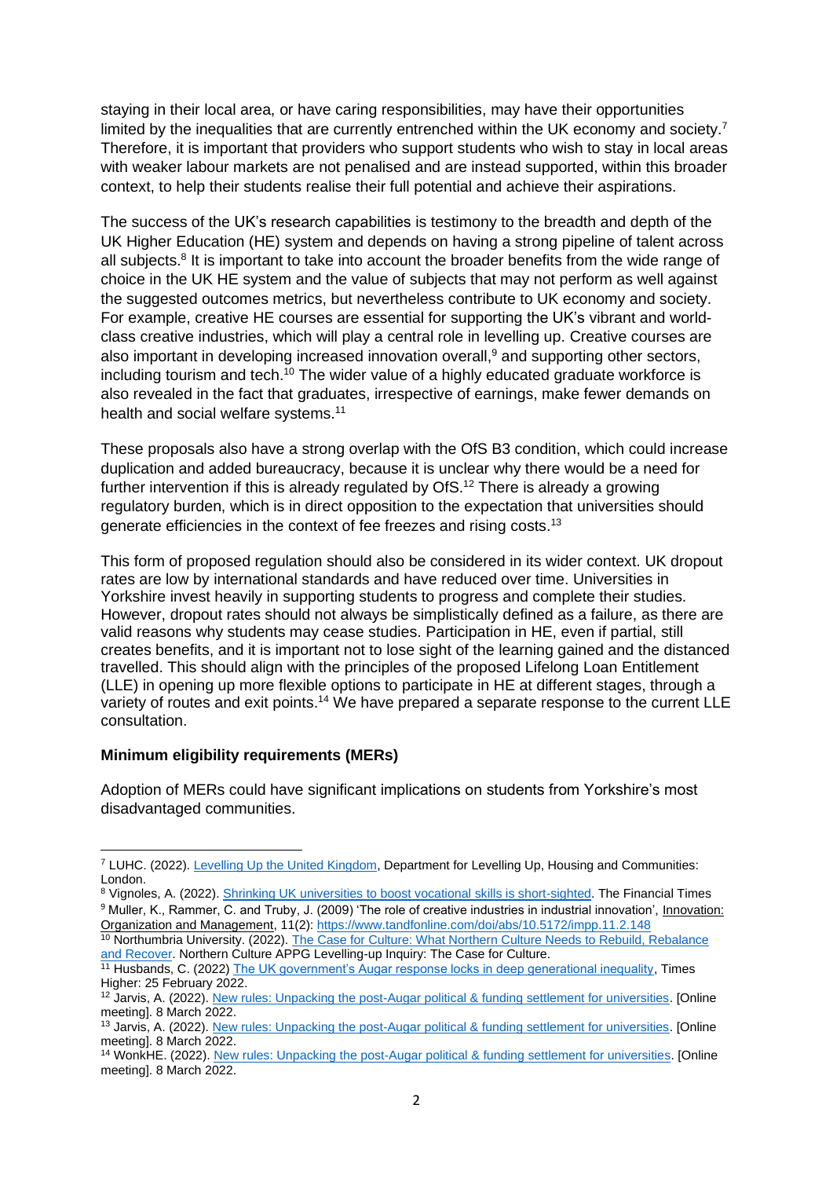staying in their local area, or have caring responsibilities, may have their opportunities limited by the inequalities that are currently entrenched within the UK economy and society.[7] Therefore, it is important that providers who support students who wish to stay in local areas with weaker labour markets are not penalised and are instead supported, within this broader context, to help their students realise their full potential and achieve their aspirations.

The success of the UK's research capabilities is testimony to the breadth and depth of the UK Higher Education (HE) system and depends on having a strong pipeline of talent across all subjects.[8] It is important to take into account the broader benefits from the wide range of choice in the UK HE system and the value of subjects that may not perform as well against the suggested outcomes metrics, but nevertheless contribute to UK economy and society. For example, creative HE courses are essential for supporting the UK's vibrant and world-class creative industries, which will play a central role in levelling up. Creative courses are also important in developing increased innovation overall,[9] and supporting other sectors, including tourism and tech.[10] The wider value of a highly educated graduate workforce is also revealed in the fact that graduates, irrespective of earnings, make fewer demands on health and social welfare systems.[11]

These proposals also have a strong overlap with the OfS B3 condition, which could increase duplication and added bureaucracy, because it is unclear why there would be a need for further intervention if this is already regulated by OfS.[12] There is already a growing regulatory burden, which is in direct opposition to the expectation that universities should generate efficiencies in the context of fee freezes and rising costs.[13]

This form of proposed regulation should also be considered in its wider context. UK dropout rates are low by international standards and have reduced over time. Universities in Yorkshire invest heavily in supporting students to progress and complete their studies. However, dropout rates should not always be simplistically defined as a failure, as there are valid reasons why students may cease studies. Participation in HE, even if partial, still creates benefits, and it is important not to lose sight of the learning gained and the distanced travelled. This should align with the principles of the proposed Lifelong Loan Entitlement (LLE) in opening up more flexible options to participate in HE at different stages, through a variety of routes and exit points.[14] We have prepared a separate response to the current LLE consultation.

**Minimum eligibility requirements (MERs)**

Adoption of MERs could have significant implications on students from Yorkshire's most disadvantaged communities.

---

[7] LUHC. (2022). Levelling Up the United Kingdom, Department for Levelling Up, Housing and Communities: London.

[8] Vignoles, A. (2022). Shrinking UK universities to boost vocational skills is short-sighted. The Financial Times

[9] Muller, K., Rammer, C. and Truby, J. (2009) 'The role of creative industries in industrial innovation', Innovation: Organization and Management, 11(2): https://www.tandfonline.com/doi/abs/10.5172/impp.11.2.148

[10] Northumbria University. (2022). The Case for Culture: What Northern Culture Needs to Rebuild, Rebalance and Recover. Northern Culture APPG Levelling-up Inquiry: The Case for Culture.

[11] Husbands, C. (2022) The UK government's Augar response locks in deep generational inequality, Times Higher: 25 February 2022.

[12] Jarvis, A. (2022). New rules: Unpacking the post-Augar political & funding settlement for universities. [Online meeting]. 8 March 2022.

[13] Jarvis, A. (2022). New rules: Unpacking the post-Augar political & funding settlement for universities. [Online meeting]. 8 March 2022.

[14] WonkHE. (2022). New rules: Unpacking the post-Augar political & funding settlement for universities. [Online meeting]. 8 March 2022.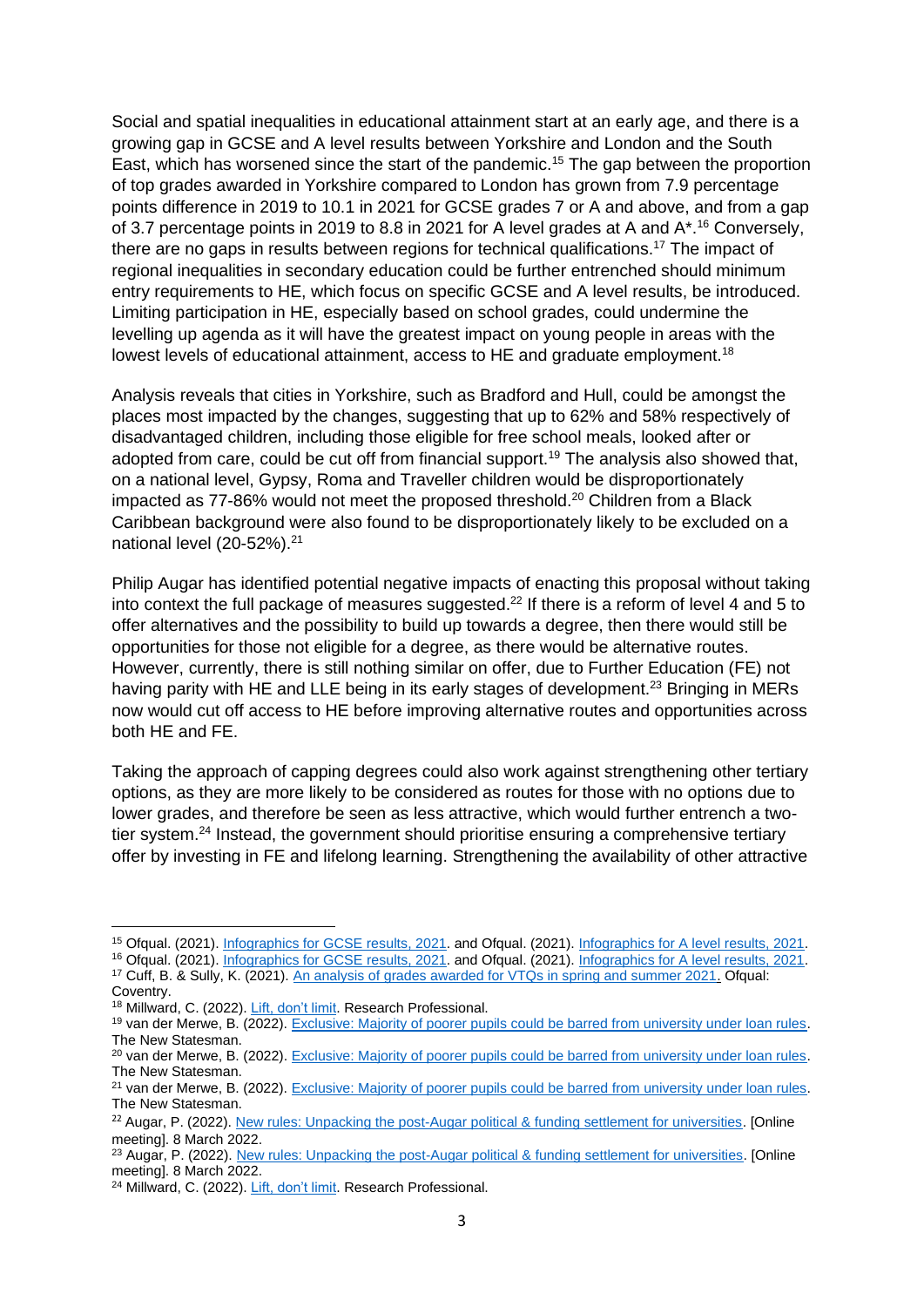Social and spatial inequalities in educational attainment start at an early age, and there is a growing gap in GCSE and A level results between Yorkshire and London and the South East, which has worsened since the start of the pandemic.[15] The gap between the proportion of top grades awarded in Yorkshire compared to London has grown from 7.9 percentage points difference in 2019 to 10.1 in 2021 for GCSE grades 7 or A and above, and from a gap of 3.7 percentage points in 2019 to 8.8 in 2021 for A level grades at A and A*.[16] Conversely, there are no gaps in results between regions for technical qualifications.[17] The impact of regional inequalities in secondary education could be further entrenched should minimum entry requirements to HE, which focus on specific GCSE and A level results, be introduced. Limiting participation in HE, especially based on school grades, could undermine the levelling up agenda as it will have the greatest impact on young people in areas with the lowest levels of educational attainment, access to HE and graduate employment.[18]

Analysis reveals that cities in Yorkshire, such as Bradford and Hull, could be amongst the places most impacted by the changes, suggesting that up to 62% and 58% respectively of disadvantaged children, including those eligible for free school meals, looked after or adopted from care, could be cut off from financial support.[19] The analysis also showed that, on a national level, Gypsy, Roma and Traveller children would be disproportionately impacted as 77-86% would not meet the proposed threshold.[20] Children from a Black Caribbean background were also found to be disproportionately likely to be excluded on a national level (20-52%).[21]

Philip Augar has identified potential negative impacts of enacting this proposal without taking into context the full package of measures suggested.[22] If there is a reform of level 4 and 5 to offer alternatives and the possibility to build up towards a degree, then there would still be opportunities for those not eligible for a degree, as there would be alternative routes. However, currently, there is still nothing similar on offer, due to Further Education (FE) not having parity with HE and LLE being in its early stages of development.[23] Bringing in MERs now would cut off access to HE before improving alternative routes and opportunities across both HE and FE.

Taking the approach of capping degrees could also work against strengthening other tertiary options, as they are more likely to be considered as routes for those with no options due to lower grades, and therefore be seen as less attractive, which would further entrench a two-tier system.[24] Instead, the government should prioritise ensuring a comprehensive tertiary offer by investing in FE and lifelong learning. Strengthening the availability of other attractive

---

[15] Ofqual. (2021). Infographics for GCSE results, 2021. and Ofqual. (2021). Infographics for A level results, 2021.
[16] Ofqual. (2021). Infographics for GCSE results, 2021. and Ofqual. (2021). Infographics for A level results, 2021.
[17] Cuff, B. & Sully, K. (2021). An analysis of grades awarded for VTQs in spring and summer 2021. Ofqual: Coventry.
[18] Millward, C. (2022). Lift, don't limit. Research Professional.
[19] van der Merwe, B. (2022). Exclusive: Majority of poorer pupils could be barred from university under loan rules. The New Statesman.
[20] van der Merwe, B. (2022). Exclusive: Majority of poorer pupils could be barred from university under loan rules. The New Statesman.
[21] van der Merwe, B. (2022). Exclusive: Majority of poorer pupils could be barred from university under loan rules. The New Statesman.
[22] Augar, P. (2022). New rules: Unpacking the post-Augar political & funding settlement for universities. [Online meeting]. 8 March 2022.
[23] Augar, P. (2022). New rules: Unpacking the post-Augar political & funding settlement for universities. [Online meeting]. 8 March 2022.
[24] Millward, C. (2022). Lift, don't limit. Research Professional.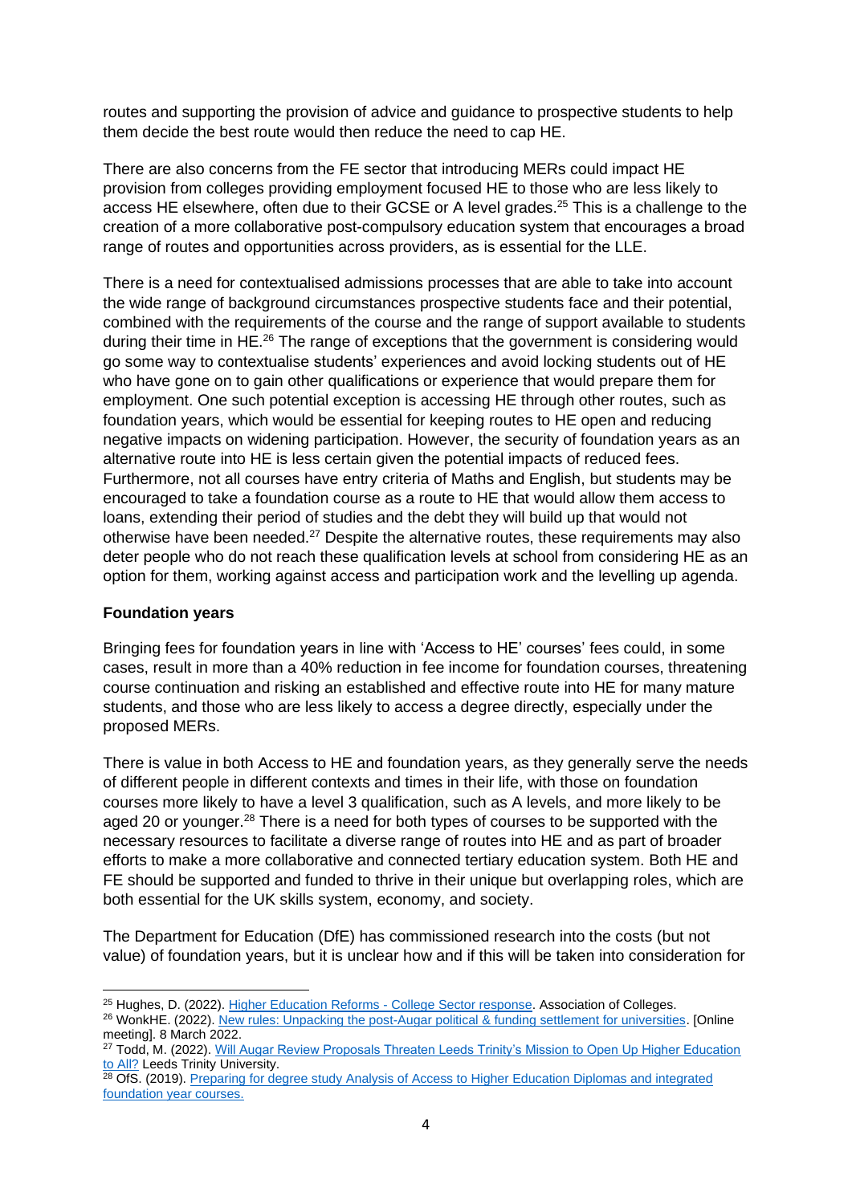routes and supporting the provision of advice and guidance to prospective students to help them decide the best route would then reduce the need to cap HE.

There are also concerns from the FE sector that introducing MERs could impact HE provision from colleges providing employment focused HE to those who are less likely to access HE elsewhere, often due to their GCSE or A level grades.[25] This is a challenge to the creation of a more collaborative post-compulsory education system that encourages a broad range of routes and opportunities across providers, as is essential for the LLE.

There is a need for contextualised admissions processes that are able to take into account the wide range of background circumstances prospective students face and their potential, combined with the requirements of the course and the range of support available to students during their time in HE.[26] The range of exceptions that the government is considering would go some way to contextualise students' experiences and avoid locking students out of HE who have gone on to gain other qualifications or experience that would prepare them for employment. One such potential exception is accessing HE through other routes, such as foundation years, which would be essential for keeping routes to HE open and reducing negative impacts on widening participation. However, the security of foundation years as an alternative route into HE is less certain given the potential impacts of reduced fees. Furthermore, not all courses have entry criteria of Maths and English, but students may be encouraged to take a foundation course as a route to HE that would allow them access to loans, extending their period of studies and the debt they will build up that would not otherwise have been needed.[27] Despite the alternative routes, these requirements may also deter people who do not reach these qualification levels at school from considering HE as an option for them, working against access and participation work and the levelling up agenda.

**Foundation years**

Bringing fees for foundation years in line with 'Access to HE' courses' fees could, in some cases, result in more than a 40% reduction in fee income for foundation courses, threatening course continuation and risking an established and effective route into HE for many mature students, and those who are less likely to access a degree directly, especially under the proposed MERs.

There is value in both Access to HE and foundation years, as they generally serve the needs of different people in different contexts and times in their life, with those on foundation courses more likely to have a level 3 qualification, such as A levels, and more likely to be aged 20 or younger.[28] There is a need for both types of courses to be supported with the necessary resources to facilitate a diverse range of routes into HE and as part of broader efforts to make a more collaborative and connected tertiary education system. Both HE and FE should be supported and funded to thrive in their unique but overlapping roles, which are both essential for the UK skills system, economy, and society.

The Department for Education (DfE) has commissioned research into the costs (but not value) of foundation years, but it is unclear how and if this will be taken into consideration for

---

[25] Hughes, D. (2022). Higher Education Reforms - College Sector response. Association of Colleges.

[26] WonkHE. (2022). New rules: Unpacking the post-Augar political & funding settlement for universities. [Online meeting]. 8 March 2022.

[27] Todd, M. (2022). Will Augar Review Proposals Threaten Leeds Trinity's Mission to Open Up Higher Education to All? Leeds Trinity University.

[28] OfS. (2019). Preparing for degree study Analysis of Access to Higher Education Diplomas and integrated foundation year courses.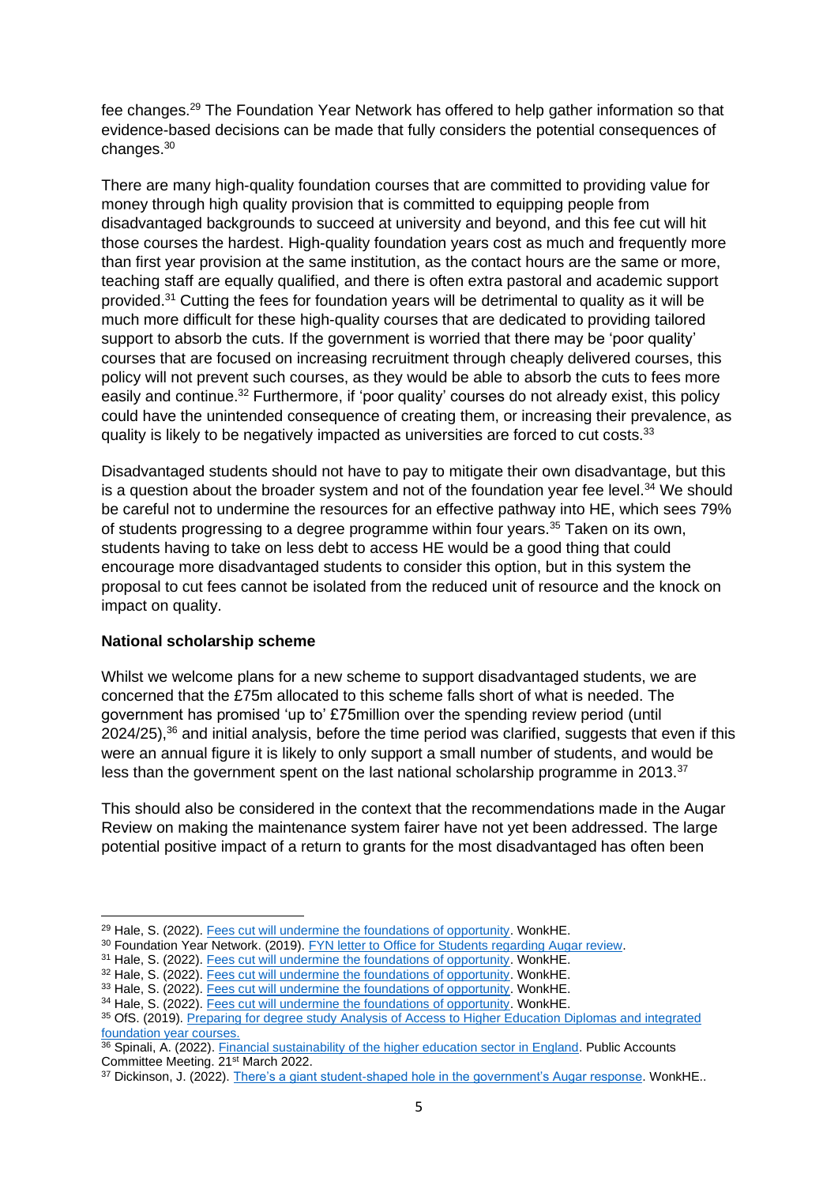fee changes.[29] The Foundation Year Network has offered to help gather information so that evidence-based decisions can be made that fully considers the potential consequences of changes.[30]

There are many high-quality foundation courses that are committed to providing value for money through high quality provision that is committed to equipping people from disadvantaged backgrounds to succeed at university and beyond, and this fee cut will hit those courses the hardest. High-quality foundation years cost as much and frequently more than first year provision at the same institution, as the contact hours are the same or more, teaching staff are equally qualified, and there is often extra pastoral and academic support provided.[31] Cutting the fees for foundation years will be detrimental to quality as it will be much more difficult for these high-quality courses that are dedicated to providing tailored support to absorb the cuts. If the government is worried that there may be 'poor quality' courses that are focused on increasing recruitment through cheaply delivered courses, this policy will not prevent such courses, as they would be able to absorb the cuts to fees more easily and continue.[32] Furthermore, if 'poor quality' courses do not already exist, this policy could have the unintended consequence of creating them, or increasing their prevalence, as quality is likely to be negatively impacted as universities are forced to cut costs.[33]

Disadvantaged students should not have to pay to mitigate their own disadvantage, but this is a question about the broader system and not of the foundation year fee level.[34] We should be careful not to undermine the resources for an effective pathway into HE, which sees 79% of students progressing to a degree programme within four years.[35] Taken on its own, students having to take on less debt to access HE would be a good thing that could encourage more disadvantaged students to consider this option, but in this system the proposal to cut fees cannot be isolated from the reduced unit of resource and the knock on impact on quality.

**National scholarship scheme**

Whilst we welcome plans for a new scheme to support disadvantaged students, we are concerned that the £75m allocated to this scheme falls short of what is needed. The government has promised 'up to' £75million over the spending review period (until 2024/25),[36] and initial analysis, before the time period was clarified, suggests that even if this were an annual figure it is likely to only support a small number of students, and would be less than the government spent on the last national scholarship programme in 2013.[37]

This should also be considered in the context that the recommendations made in the Augar Review on making the maintenance system fairer have not yet been addressed. The large potential positive impact of a return to grants for the most disadvantaged has often been

---

[29] Hale, S. (2022). Fees cut will undermine the foundations of opportunity. WonkHE.
[30] Foundation Year Network. (2019). FYN letter to Office for Students regarding Augar review.
[31] Hale, S. (2022). Fees cut will undermine the foundations of opportunity. WonkHE.
[32] Hale, S. (2022). Fees cut will undermine the foundations of opportunity. WonkHE.
[33] Hale, S. (2022). Fees cut will undermine the foundations of opportunity. WonkHE.
[34] Hale, S. (2022). Fees cut will undermine the foundations of opportunity. WonkHE.
[35] OfS. (2019). Preparing for degree study Analysis of Access to Higher Education Diplomas and integrated foundation year courses.
[36] Spinali, A. (2022). Financial sustainability of the higher education sector in England. Public Accounts Committee Meeting. 21st March 2022.
[37] Dickinson, J. (2022). There's a giant student-shaped hole in the government's Augar response. WonkHE..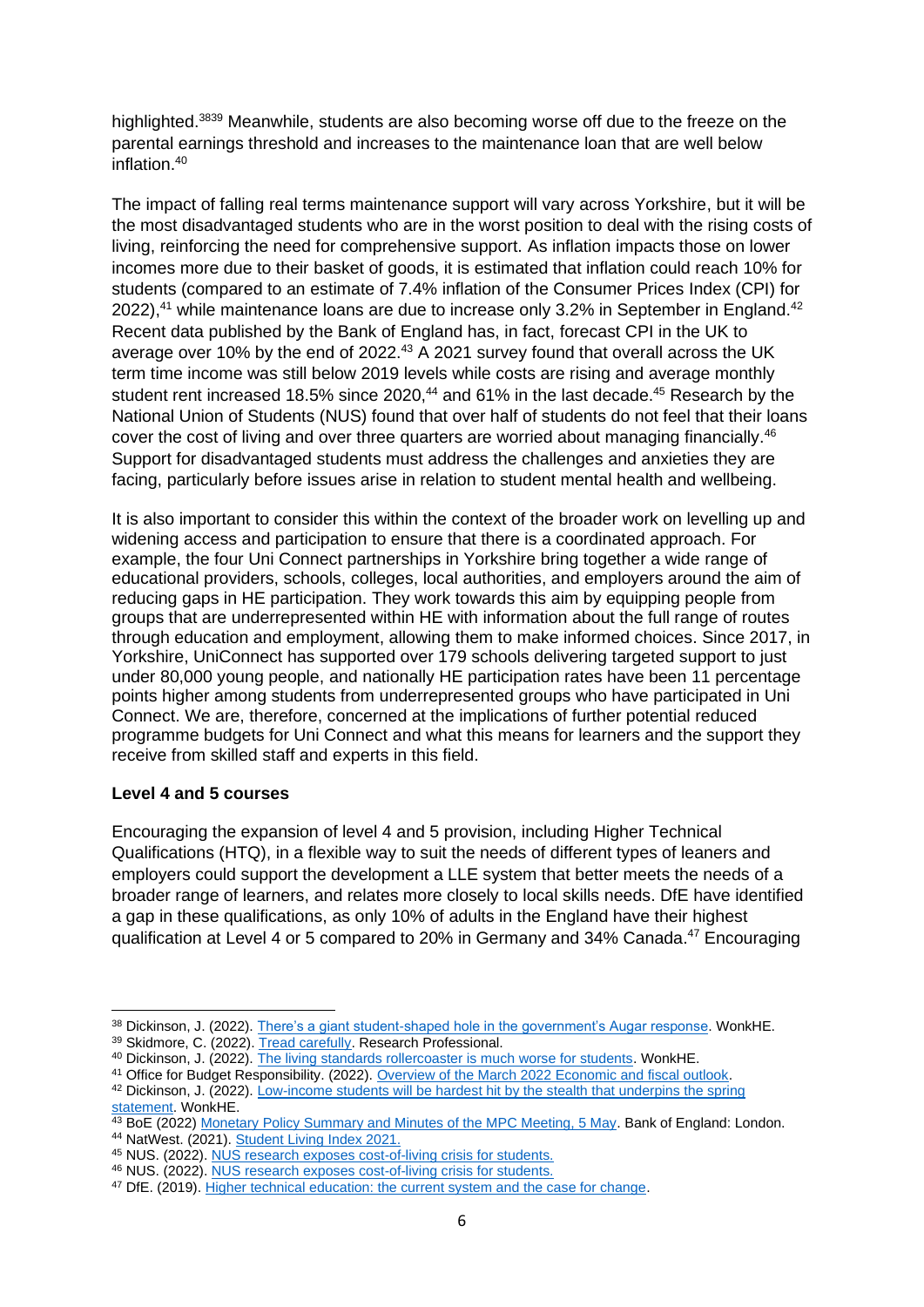highlighted.[38][39] Meanwhile, students are also becoming worse off due to the freeze on the parental earnings threshold and increases to the maintenance loan that are well below inflation.[40]

The impact of falling real terms maintenance support will vary across Yorkshire, but it will be the most disadvantaged students who are in the worst position to deal with the rising costs of living, reinforcing the need for comprehensive support. As inflation impacts those on lower incomes more due to their basket of goods, it is estimated that inflation could reach 10% for students (compared to an estimate of 7.4% inflation of the Consumer Prices Index (CPI) for 2022),[41] while maintenance loans are due to increase only 3.2% in September in England.[42] Recent data published by the Bank of England has, in fact, forecast CPI in the UK to average over 10% by the end of 2022.[43] A 2021 survey found that overall across the UK term time income was still below 2019 levels while costs are rising and average monthly student rent increased 18.5% since 2020,[44] and 61% in the last decade.[45] Research by the National Union of Students (NUS) found that over half of students do not feel that their loans cover the cost of living and over three quarters are worried about managing financially.[46] Support for disadvantaged students must address the challenges and anxieties they are facing, particularly before issues arise in relation to student mental health and wellbeing.

It is also important to consider this within the context of the broader work on levelling up and widening access and participation to ensure that there is a coordinated approach. For example, the four Uni Connect partnerships in Yorkshire bring together a wide range of educational providers, schools, colleges, local authorities, and employers around the aim of reducing gaps in HE participation. They work towards this aim by equipping people from groups that are underrepresented within HE with information about the full range of routes through education and employment, allowing them to make informed choices. Since 2017, in Yorkshire, UniConnect has supported over 179 schools delivering targeted support to just under 80,000 young people, and nationally HE participation rates have been 11 percentage points higher among students from underrepresented groups who have participated in Uni Connect. We are, therefore, concerned at the implications of further potential reduced programme budgets for Uni Connect and what this means for learners and the support they receive from skilled staff and experts in this field.

**Level 4 and 5 courses**

Encouraging the expansion of level 4 and 5 provision, including Higher Technical Qualifications (HTQ), in a flexible way to suit the needs of different types of leaners and employers could support the development a LLE system that better meets the needs of a broader range of learners, and relates more closely to local skills needs. DfE have identified a gap in these qualifications, as only 10% of adults in the England have their highest qualification at Level 4 or 5 compared to 20% in Germany and 34% Canada.[47] Encouraging

---

[38] Dickinson, J. (2022). [There's a giant student-shaped hole in the government's Augar response](). WonkHE.
[39] Skidmore, C. (2022). [Tread carefully](). Research Professional.
[40] Dickinson, J. (2022). [The living standards rollercoaster is much worse for students](). WonkHE.
[41] Office for Budget Responsibility. (2022). [Overview of the March 2022 Economic and fiscal outlook]().
[42] Dickinson, J. (2022). [Low-income students will be hardest hit by the stealth that underpins the spring statement](). WonkHE.
[43] BoE (2022) [Monetary Policy Summary and Minutes of the MPC Meeting, 5 May](). Bank of England: London.
[44] NatWest. (2021). [Student Living Index 2021.]()
[45] NUS. (2022). [NUS research exposes cost-of-living crisis for students.]()
[46] NUS. (2022). [NUS research exposes cost-of-living crisis for students.]()
[47] DfE. (2019). [Higher technical education: the current system and the case for change]().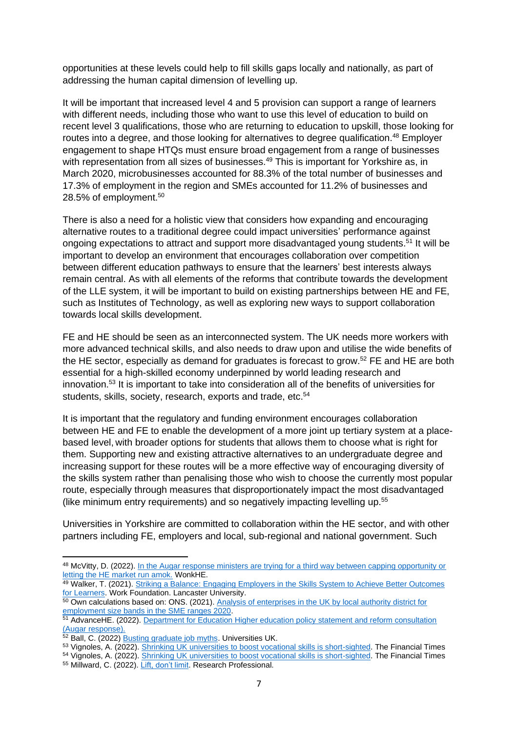opportunities at these levels could help to fill skills gaps locally and nationally, as part of addressing the human capital dimension of levelling up.

It will be important that increased level 4 and 5 provision can support a range of learners with different needs, including those who want to use this level of education to build on recent level 3 qualifications, those who are returning to education to upskill, those looking for routes into a degree, and those looking for alternatives to degree qualification.[48] Employer engagement to shape HTQs must ensure broad engagement from a range of businesses with representation from all sizes of businesses.[49] This is important for Yorkshire as, in March 2020, microbusinesses accounted for 88.3% of the total number of businesses and 17.3% of employment in the region and SMEs accounted for 11.2% of businesses and 28.5% of employment.[50]

There is also a need for a holistic view that considers how expanding and encouraging alternative routes to a traditional degree could impact universities' performance against ongoing expectations to attract and support more disadvantaged young students.[51] It will be important to develop an environment that encourages collaboration over competition between different education pathways to ensure that the learners' best interests always remain central. As with all elements of the reforms that contribute towards the development of the LLE system, it will be important to build on existing partnerships between HE and FE, such as Institutes of Technology, as well as exploring new ways to support collaboration towards local skills development.

FE and HE should be seen as an interconnected system. The UK needs more workers with more advanced technical skills, and also needs to draw upon and utilise the wide benefits of the HE sector, especially as demand for graduates is forecast to grow.[52] FE and HE are both essential for a high-skilled economy underpinned by world leading research and innovation.[53] It is important to take into consideration all of the benefits of universities for students, skills, society, research, exports and trade, etc.[54]

It is important that the regulatory and funding environment encourages collaboration between HE and FE to enable the development of a more joint up tertiary system at a place-based level, with broader options for students that allows them to choose what is right for them. Supporting new and existing attractive alternatives to an undergraduate degree and increasing support for these routes will be a more effective way of encouraging diversity of the skills system rather than penalising those who wish to choose the currently most popular route, especially through measures that disproportionately impact the most disadvantaged (like minimum entry requirements) and so negatively impacting levelling up.[55]

Universities in Yorkshire are committed to collaboration within the HE sector, and with other partners including FE, employers and local, sub-regional and national government. Such

---

[48] McVitty, D. (2022). In the Augar response ministers are trying for a third way between capping opportunity or letting the HE market run amok. WonkHE.

[49] Walker, T. (2021). Striking a Balance: Engaging Employers in the Skills System to Achieve Better Outcomes for Learners. Work Foundation. Lancaster University.

[50] Own calculations based on: ONS. (2021). Analysis of enterprises in the UK by local authority district for employment size bands in the SME ranges 2020.

[51] AdvanceHE. (2022). Department for Education Higher education policy statement and reform consultation (Augar response).

[52] Ball, C. (2022) Busting graduate job myths. Universities UK.

[53] Vignoles, A. (2022). Shrinking UK universities to boost vocational skills is short-sighted. The Financial Times

[54] Vignoles, A. (2022). Shrinking UK universities to boost vocational skills is short-sighted. The Financial Times

[55] Millward, C. (2022). Lift, don't limit. Research Professional.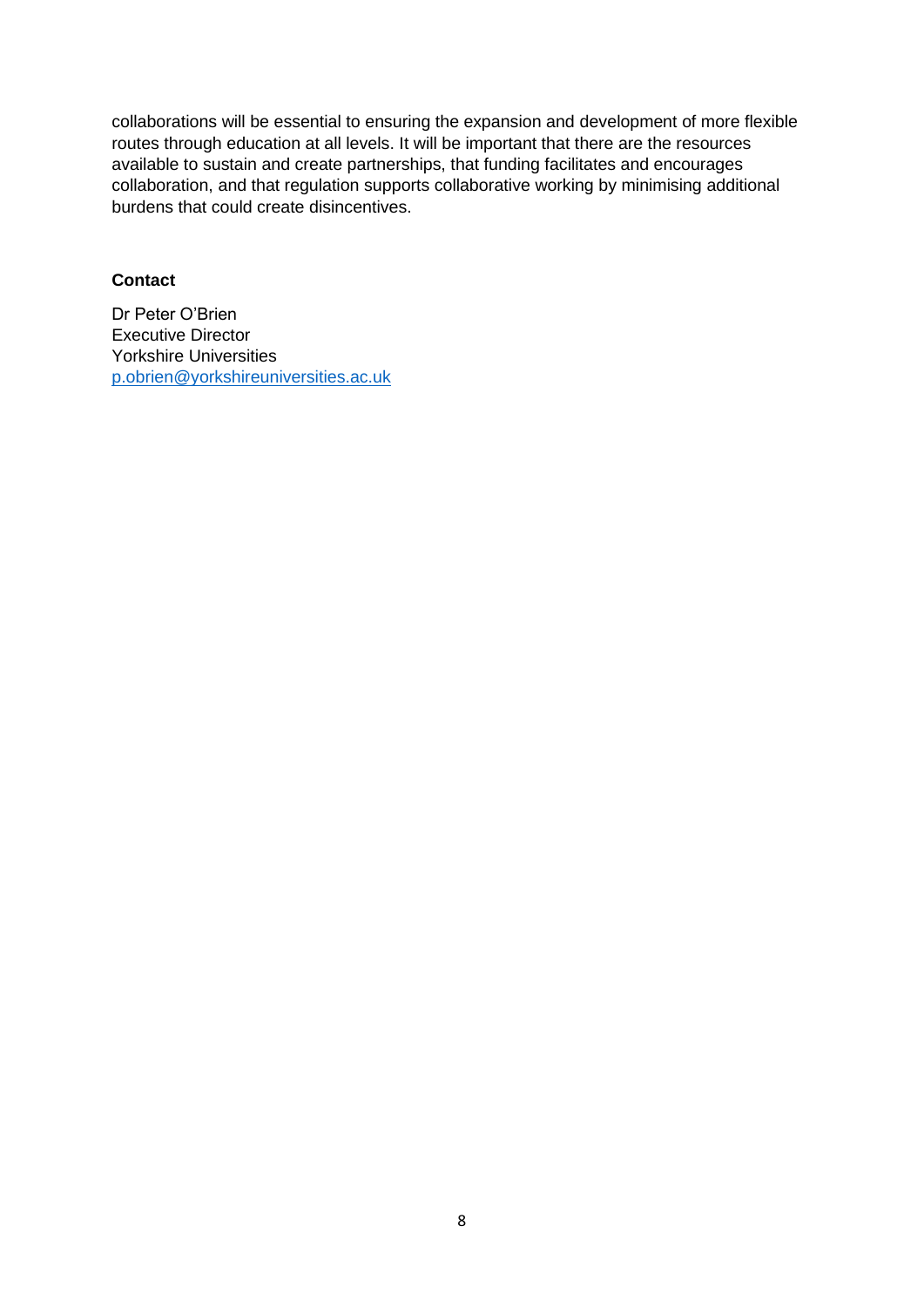collaborations will be essential to ensuring the expansion and development of more flexible routes through education at all levels. It will be important that there are the resources available to sustain and create partnerships, that funding facilitates and encourages collaboration, and that regulation supports collaborative working by minimising additional burdens that could create disincentives.

**Contact**

Dr Peter O'Brien
Executive Director
Yorkshire Universities
p.obrien@yorkshireuniversities.ac.uk